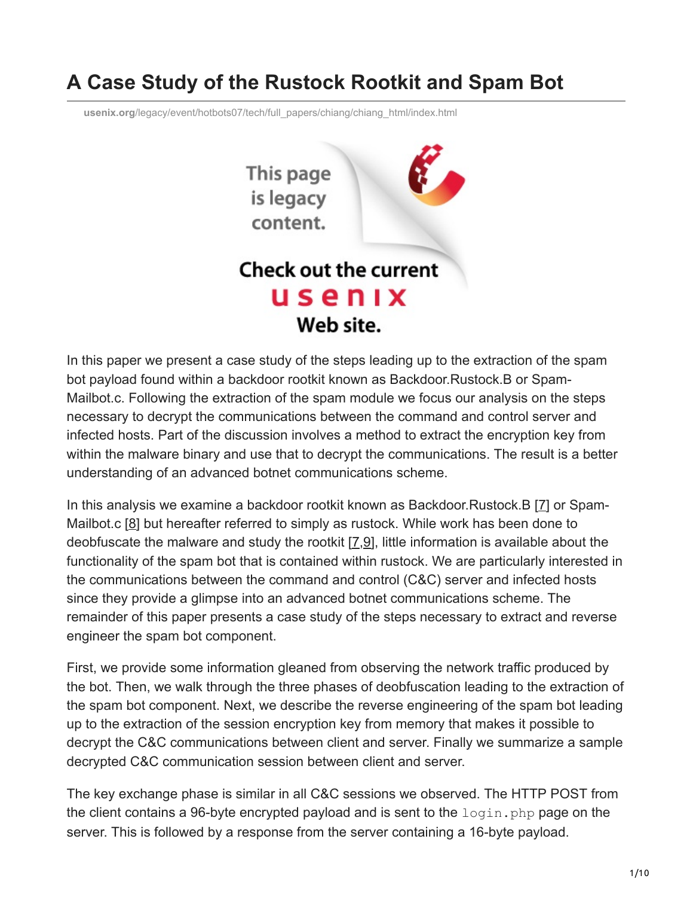# A Case Study of the Rustock Rootkit and Spam Bot

usenix.org/legacy/event/hotbots07/tech/full_papers/chiang/chiang_html/index.html

This page is legacy content.

Check out the current usenix Web site.

In this paper we present a case study of the steps leading up to the extraction of the spam bot payload found within a backdoor rootkit known as Backdoor.Rustock.B or Spam-Mailbot.c. Following the extraction of the spam module we focus our analysis on the steps necessary to decrypt the communications between the command and control server and infected hosts. Part of the discussion involves a method to extract the encryption key from within the malware binary and use that to decrypt the communications. The result is a better understanding of an advanced botnet communications scheme.

In this analysis we examine a backdoor rootkit known as Backdoor.Rustock.B [7] or Spam-Mailbot.c [8] but hereafter referred to simply as rustock. While work has been done to deobfuscate the malware and study the rootkit [7,9], little information is available about the functionality of the spam bot that is contained within rustock. We are particularly interested in the communications between the command and control (C&C) server and infected hosts since they provide a glimpse into an advanced botnet communications scheme. The remainder of this paper presents a case study of the steps necessary to extract and reverse engineer the spam bot component.

First, we provide some information gleaned from observing the network traffic produced by the bot. Then, we walk through the three phases of deobfuscation leading to the extraction of the spam bot component. Next, we describe the reverse engineering of the spam bot leading up to the extraction of the session encryption key from memory that makes it possible to decrypt the C&C communications between client and server. Finally we summarize a sample decrypted C&C communication session between client and server.

The key exchange phase is similar in all C&C sessions we observed. The HTTP POST from the client contains a 96-byte encrypted payload and is sent to the `login.php` page on the server. This is followed by a response from the server containing a 16-byte payload.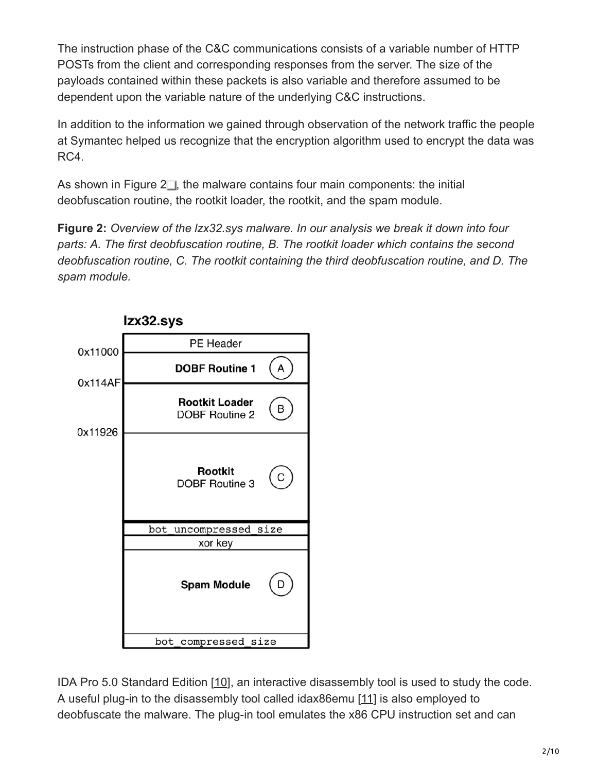The instruction phase of the C&C communications consists of a variable number of HTTP POSTs from the client and corresponding responses from the server. The size of the payloads contained within these packets is also variable and therefore assumed to be dependent upon the variable nature of the underlying C&C instructions.

In addition to the information we gained through observation of the network traffic the people at Symantec helped us recognize that the encryption algorithm used to encrypt the data was RC4.

As shown in Figure 2, the malware contains four main components: the initial deobfuscation routine, the rootkit loader, the rootkit, and the spam module.

**Figure 2:** *Overview of the lzx32.sys malware. In our analysis we break it down into four parts: A. The first deobfuscation routine, B. The rootkit loader which contains the second deobfuscation routine, C. The rootkit containing the third deobfuscation routine, and D. The spam module.*

lzx32.sys

PE Header

0x11000

DOBF Routine 1 (A)

0x114AF

Rootkit Loader DOBF Routine 2 (B)

0x11926

Rootkit DOBF Routine 3 (C)

bot_uncompressed_size

xor key

Spam Module (D)

bot_compressed_size

IDA Pro 5.0 Standard Edition [10], an interactive disassembly tool is used to study the code. A useful plug-in to the disassembly tool called idax86emu [11] is also employed to deobfuscate the malware. The plug-in tool emulates the x86 CPU instruction set and can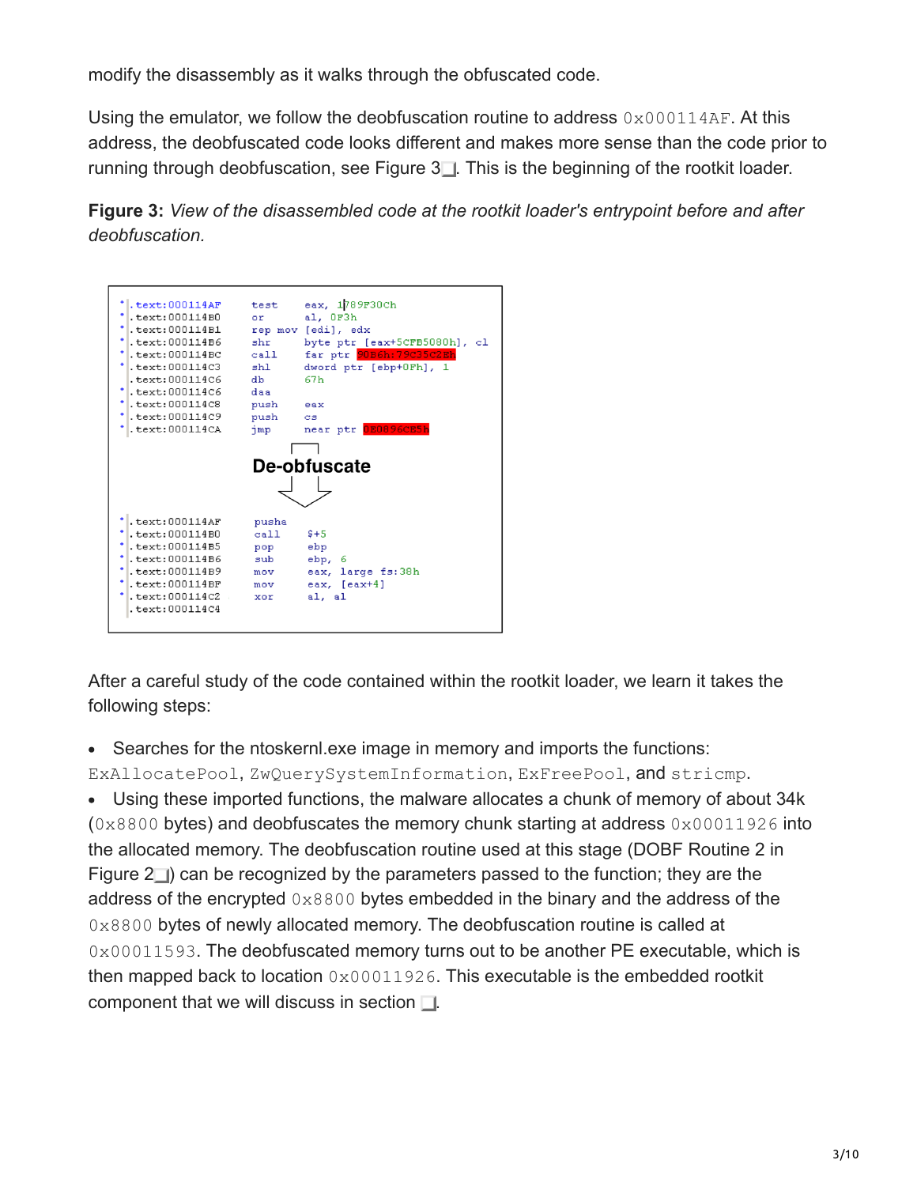modify the disassembly as it walks through the obfuscated code.

Using the emulator, we follow the deobfuscation routine to address `0x000114AF`. At this address, the deobfuscated code looks different and makes more sense than the code prior to running through deobfuscation, see Figure 3. This is the beginning of the rootkit loader.

**Figure 3:** *View of the disassembled code at the rootkit loader's entrypoint before and after deobfuscation.*

```
.text:000114AF    test    eax, 1789F30Ch
.text:000114B0    or      al, 0F3h
.text:000114B1    rep mov [edi], edx
.text:000114B6    shr     byte ptr [eax+5CFB5080h], cl
.text:000114BC    call    far ptr 90B6h:79C35C2Eh
.text:000114C3    shl     dword ptr [ebp+0Fh], 1
.text:000114C6    db      67h
.text:000114C6    daa
.text:000114C8    push    eax
.text:000114C9    push    cs
.text:000114CA    jmp     near ptr 0E0896CB5h
```

De-obfuscate

```
.text:000114AF    pusha
.text:000114B0    call    $+5
.text:000114B5    pop     ebp
.text:000114B6    sub     ebp, 6
.text:000114B9    mov     eax, large fs:38h
.text:000114BF    mov     eax, [eax+4]
.text:000114C2    xor     al, al
.text:000114C4
```

After a careful study of the code contained within the rootkit loader, we learn it takes the following steps:

- Searches for the ntoskernl.exe image in memory and imports the functions: `ExAllocatePool`, `ZwQuerySystemInformation`, `ExFreePool`, and `stricmp`.
- Using these imported functions, the malware allocates a chunk of memory of about 34k (`0x8800` bytes) and deobfuscates the memory chunk starting at address `0x00011926` into the allocated memory. The deobfuscation routine used at this stage (DOBF Routine 2 in Figure 2) can be recognized by the parameters passed to the function; they are the address of the encrypted `0x8800` bytes embedded in the binary and the address of the `0x8800` bytes of newly allocated memory. The deobfuscation routine is called at `0x00011593`. The deobfuscated memory turns out to be another PE executable, which is then mapped back to location `0x00011926`. This executable is the embedded rootkit component that we will discuss in section .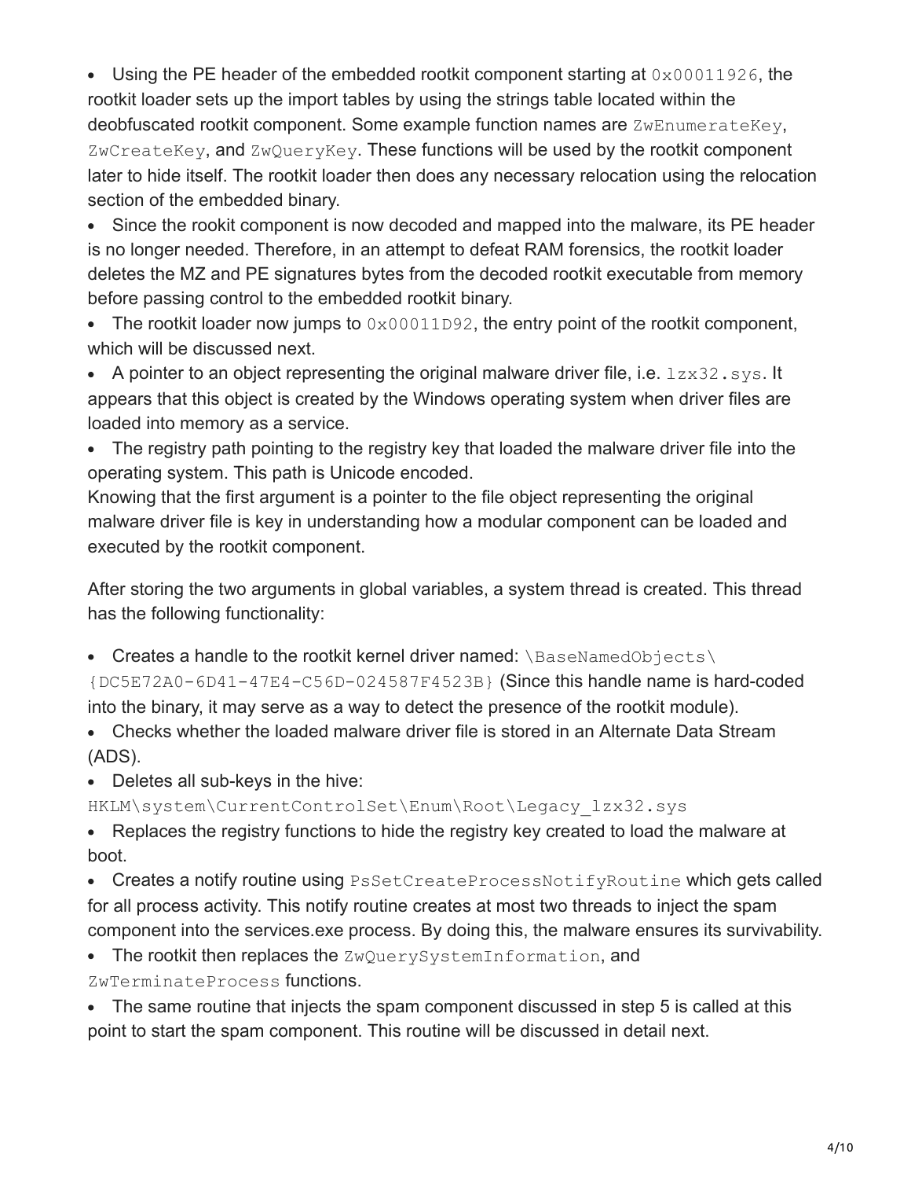- Using the PE header of the embedded rootkit component starting at `0x00011926`, the rootkit loader sets up the import tables by using the strings table located within the deobfuscated rootkit component. Some example function names are `ZwEnumerateKey`, `ZwCreateKey`, and `ZwQueryKey`. These functions will be used by the rootkit component later to hide itself. The rootkit loader then does any necessary relocation using the relocation section of the embedded binary.
- Since the rookit component is now decoded and mapped into the malware, its PE header is no longer needed. Therefore, in an attempt to defeat RAM forensics, the rootkit loader deletes the MZ and PE signatures bytes from the decoded rootkit executable from memory before passing control to the embedded rootkit binary.
- The rootkit loader now jumps to `0x00011D92`, the entry point of the rootkit component, which will be discussed next.
- A pointer to an object representing the original malware driver file, i.e. `lzx32.sys`. It appears that this object is created by the Windows operating system when driver files are loaded into memory as a service.
- The registry path pointing to the registry key that loaded the malware driver file into the operating system. This path is Unicode encoded.

Knowing that the first argument is a pointer to the file object representing the original malware driver file is key in understanding how a modular component can be loaded and executed by the rootkit component.

After storing the two arguments in global variables, a system thread is created. This thread has the following functionality:

- Creates a handle to the rootkit kernel driver named: `\BaseNamedObjects\{DC5E72A0-6D41-47E4-C56D-024587F4523B}` (Since this handle name is hard-coded into the binary, it may serve as a way to detect the presence of the rootkit module).
- Checks whether the loaded malware driver file is stored in an Alternate Data Stream (ADS).
- Deletes all sub-keys in the hive: `HKLM\system\CurrentControlSet\Enum\Root\Legacy_lzx32.sys`
- Replaces the registry functions to hide the registry key created to load the malware at boot.
- Creates a notify routine using `PsSetCreateProcessNotifyRoutine` which gets called for all process activity. This notify routine creates at most two threads to inject the spam component into the services.exe process. By doing this, the malware ensures its survivability.
- The rootkit then replaces the `ZwQuerySystemInformation`, and `ZwTerminateProcess` functions.
- The same routine that injects the spam component discussed in step 5 is called at this point to start the spam component. This routine will be discussed in detail next.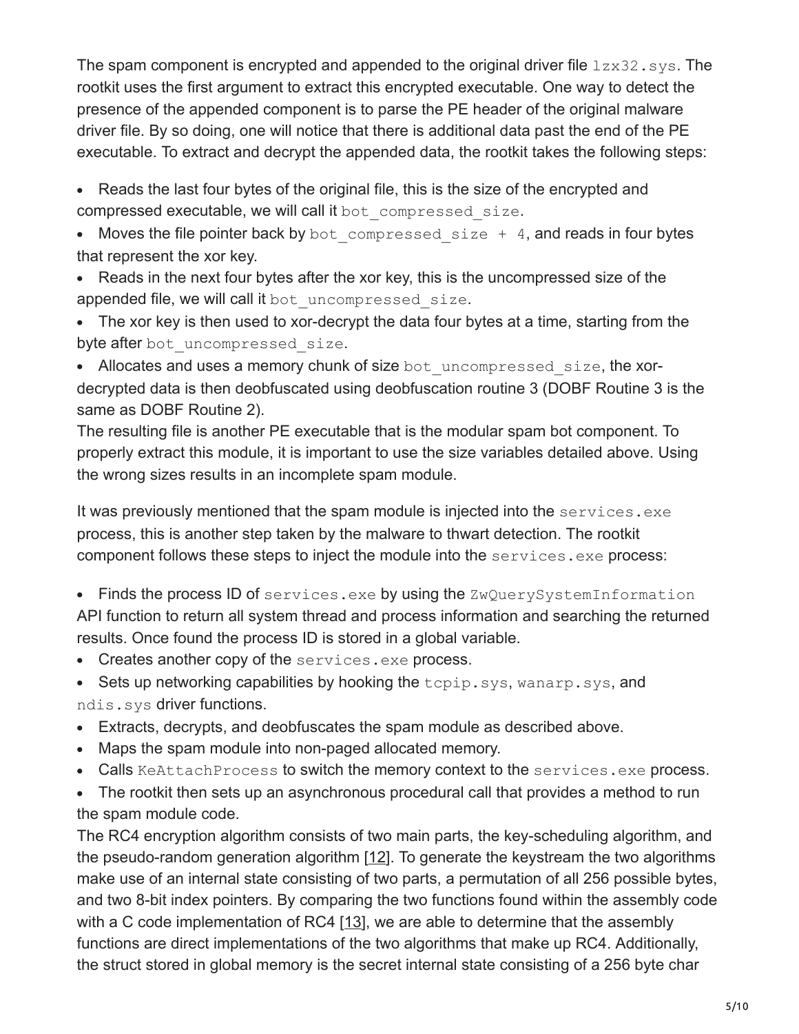The spam component is encrypted and appended to the original driver file `lzx32.sys`. The rootkit uses the first argument to extract this encrypted executable. One way to detect the presence of the appended component is to parse the PE header of the original malware driver file. By so doing, one will notice that there is additional data past the end of the PE executable. To extract and decrypt the appended data, the rootkit takes the following steps:

- Reads the last four bytes of the original file, this is the size of the encrypted and compressed executable, we will call it `bot_compressed_size`.
- Moves the file pointer back by `bot_compressed_size + 4`, and reads in four bytes that represent the xor key.
- Reads in the next four bytes after the xor key, this is the uncompressed size of the appended file, we will call it `bot_uncompressed_size`.
- The xor key is then used to xor-decrypt the data four bytes at a time, starting from the byte after `bot_uncompressed_size`.
- Allocates and uses a memory chunk of size `bot_uncompressed_size`, the xor-decrypted data is then deobfuscated using deobfuscation routine 3 (DOBF Routine 3 is the same as DOBF Routine 2).

The resulting file is another PE executable that is the modular spam bot component. To properly extract this module, it is important to use the size variables detailed above. Using the wrong sizes results in an incomplete spam module.

It was previously mentioned that the spam module is injected into the `services.exe` process, this is another step taken by the malware to thwart detection. The rootkit component follows these steps to inject the module into the `services.exe` process:

- Finds the process ID of `services.exe` by using the `ZwQuerySystemInformation` API function to return all system thread and process information and searching the returned results. Once found the process ID is stored in a global variable.
- Creates another copy of the `services.exe` process.
- Sets up networking capabilities by hooking the `tcpip.sys`, `wanarp.sys`, and `ndis.sys` driver functions.
- Extracts, decrypts, and deobfuscates the spam module as described above.
- Maps the spam module into non-paged allocated memory.
- Calls `KeAttachProcess` to switch the memory context to the `services.exe` process.
- The rootkit then sets up an asynchronous procedural call that provides a method to run the spam module code.

The RC4 encryption algorithm consists of two main parts, the key-scheduling algorithm, and the pseudo-random generation algorithm [12]. To generate the keystream the two algorithms make use of an internal state consisting of two parts, a permutation of all 256 possible bytes, and two 8-bit index pointers. By comparing the two functions found within the assembly code with a C code implementation of RC4 [13], we are able to determine that the assembly functions are direct implementations of the two algorithms that make up RC4. Additionally, the struct stored in global memory is the secret internal state consisting of a 256 byte char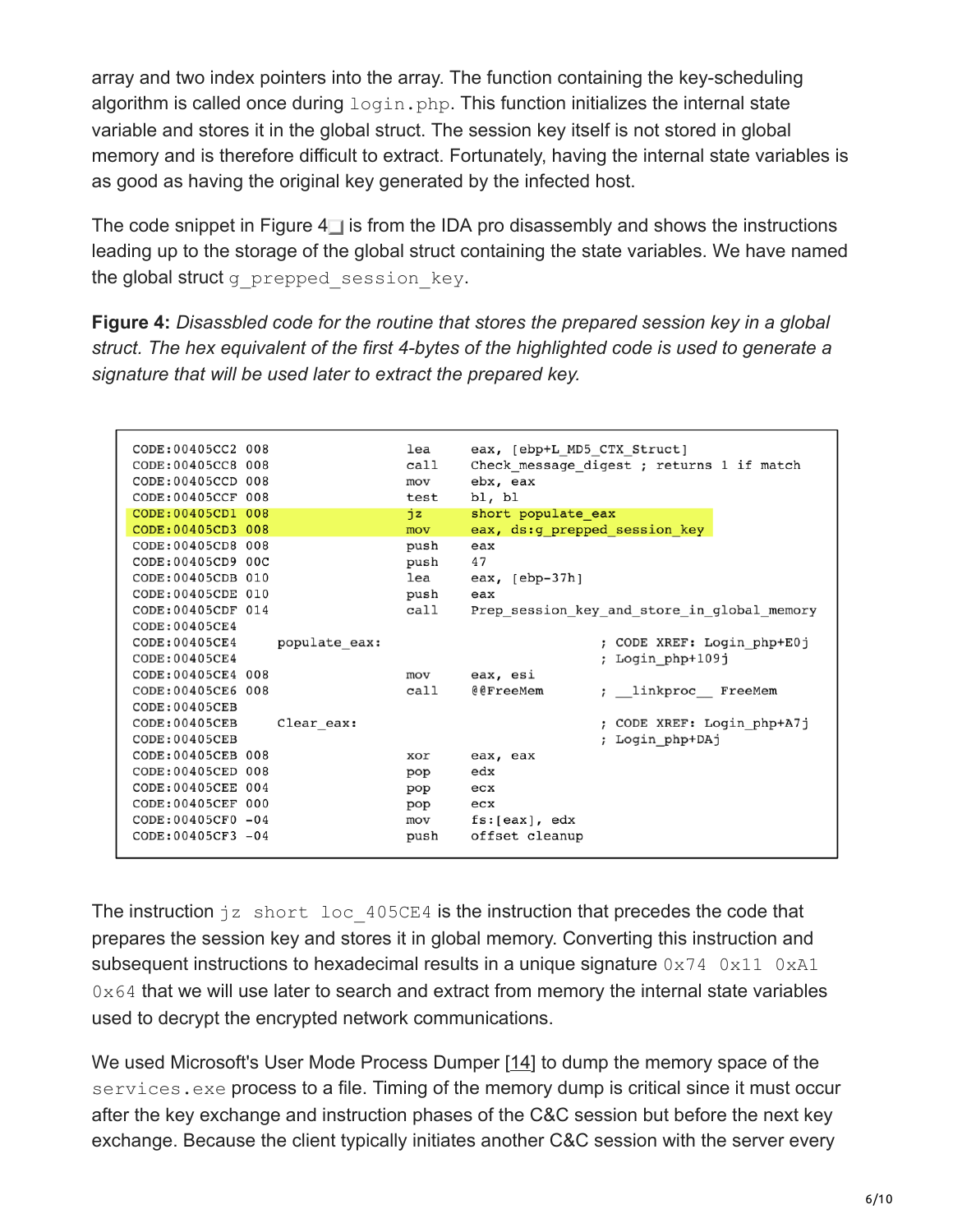array and two index pointers into the array. The function containing the key-scheduling algorithm is called once during `login.php`. This function initializes the internal state variable and stores it in the global struct. The session key itself is not stored in global memory and is therefore difficult to extract. Fortunately, having the internal state variables is as good as having the original key generated by the infected host.

The code snippet in Figure 4 is from the IDA pro disassembly and shows the instructions leading up to the storage of the global struct containing the state variables. We have named the global struct `g_prepped_session_key`.

**Figure 4:** *Disassbled code for the routine that stores the prepared session key in a global struct. The hex equivalent of the first 4-bytes of the highlighted code is used to generate a signature that will be used later to extract the prepared key.*

```
CODE:00405CC2 008        lea     eax, [ebp+L_MD5_CTX_Struct]
CODE:00405CC8 008        call    Check_message_digest ; returns 1 if match
CODE:00405CCD 008        mov     ebx, eax
CODE:00405CCF 008        test    bl, bl
CODE:00405CD1 008        jz      short populate_eax
CODE:00405CD3 008        mov     eax, ds:g_prepped_session_key
CODE:00405CD8 008        push    eax
CODE:00405CD9 00C        push    47
CODE:00405CDB 010        lea     eax, [ebp-37h]
CODE:00405CDE 010        push    eax
CODE:00405CDF 014        call    Prep_session_key_and_store_in_global_memory
CODE:00405CE4
CODE:00405CE4     populate_eax:                        ; CODE XREF: Login_php+E0j
CODE:00405CE4                                          ; Login_php+109j
CODE:00405CE4 008        mov     eax, esi
CODE:00405CE6 008        call    @@FreeMem             ; __linkproc__ FreeMem
CODE:00405CEB
CODE:00405CEB     Clear_eax:                           ; CODE XREF: Login_php+A7j
CODE:00405CEB                                          ; Login_php+DAj
CODE:00405CEB 008        xor     eax, eax
CODE:00405CED 008        pop     edx
CODE:00405CEE 004        pop     ecx
CODE:00405CEF 000        pop     ecx
CODE:00405CF0 -04        mov     fs:[eax], edx
CODE:00405CF3 -04        push    offset cleanup
```

The instruction `jz short loc_405CE4` is the instruction that precedes the code that prepares the session key and stores it in global memory. Converting this instruction and subsequent instructions to hexadecimal results in a unique signature `0x74 0x11 0xA1 0x64` that we will use later to search and extract from memory the internal state variables used to decrypt the encrypted network communications.

We used Microsoft's User Mode Process Dumper [14] to dump the memory space of the `services.exe` process to a file. Timing of the memory dump is critical since it must occur after the key exchange and instruction phases of the C&C session but before the next key exchange. Because the client typically initiates another C&C session with the server every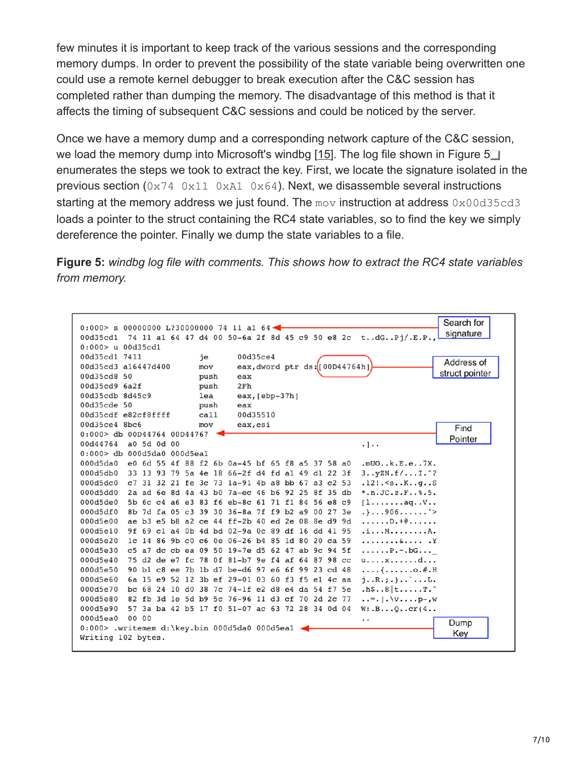few minutes it is important to keep track of the various sessions and the corresponding memory dumps. In order to prevent the possibility of the state variable being overwritten one could use a remote kernel debugger to break execution after the C&C session has completed rather than dumping the memory. The disadvantage of this method is that it affects the timing of subsequent C&C sessions and could be noticed by the server.

Once we have a memory dump and a corresponding network capture of the C&C session, we load the memory dump into Microsoft's windbg [15]. The log file shown in Figure 5 enumerates the steps we took to extract the key. First, we locate the signature isolated in the previous section (`0x74 0x11 0xA1 0x64`). Next, we disassemble several instructions starting at the memory address we just found. The `mov` instruction at address `0x00d35cd3` loads a pointer to the struct containing the RC4 state variables, so to find the key we simply dereference the pointer. Finally we dump the state variables to a file.

**Figure 5:** *windbg log file with comments. This shows how to extract the RC4 state variables from memory.*

```
0:000> s 00000000 L?30000000 74 11 a1 64                              <-- Search for signature
00d35cd1  74 11 a1 64 47 d4 00 50-6a 2f 8d 45 c9 50 e8 2c  t..dG..Pj/.E.P.,
0:000> u 00d35cd1
00d35cd1 7411            je      00d35ce4
00d35cd3 a16447d400      mov     eax,dword ptr ds:[00D44764h]          <-- Address of struct pointer
00d35cd8 50              push    eax
00d35cd9 6a2f            push    2Fh
00d35cdb 8d45c9          lea     eax,[ebp-37h]
00d35cde 50              push    eax
00d35cdf e82cf8ffff      call    00d35510
00d35ce4 8bc6            mov     eax,esi
0:000> db 00D44764 00D44767                                           <-- Find Pointer
00d44764  a0 5d 0d 00                                      .]..
0:000> db 000d5da0 000d5ea1
000d5da0  e0 6d 55 4f 88 f2 6b 0a-45 bf 65 f8 a5 37 58 a0  .mUO..k.E.e..7X.
000d5db0  33 13 93 79 5a 4e 18 66-2f d4 fd a1 49 d1 22 3f  3..yZN.f/...I."?
000d5dc0  c7 31 32 21 fe 3c 73 1a-91 4b a8 bb 67 a3 c2 53  .12!.<s..K..g..S
000d5dd0  2a ad 6e 8d 4a 43 b0 7a-ec 46 b6 92 25 8f 35 db  *.n.JC.z.F..%.5.
000d5de0  5b 6c c4 a6 e3 83 f6 eb-8c 61 71 f1 84 56 e8 c9  [l.......aq..V..
000d5df0  8b 7d fa 05 c3 39 30 36-8a 7f f9 b2 a9 00 27 3e  .}...906......'>
000d5e00  ae b3 e5 b8 a2 ce 44 ff-2b 40 ed 2e 08 8e d9 9d  ......D.+@......
000d5e10  9f 69 c1 a4 0b 4d bd 02-9a 0c 89 df 16 dd 41 95  .i...M........A.
000d5e20  1c 14 86 9b c0 c6 0e 06-26 b4 85 1d 80 20 ca 59  ........&.... .Y
000d5e30  c5 a7 dc cb ea 09 50 19-7e d5 62 47 ab 9c 94 5f  ......P.~.bG..._
000d5e40  75 d2 de e7 fc 78 0f 81-b7 9e f4 af 64 87 98 cc  u....x......d...
000d5e50  90 b1 c8 ee 7b 1b d7 be-d6 97 e6 6f 99 23 cd 48  ....{......o.#.H
000d5e60  6a 15 e9 52 12 3b ef 29-01 03 60 f3 f5 e1 4c aa  j..R.;.)..`...L.
000d5e70  bc 68 24 10 d0 38 7c 74-1f e2 d8 e4 da 54 f7 5e  .h$..8|t.....T.^
000d5e80  82 fb 3d 1e 5d b9 5c 76-96 11 d3 cf 70 2d 2c 77  ..=.].\v....p-,w
000d5e90  57 3a ba 42 b5 17 f0 51-07 ac 63 72 28 34 0d 04  W:.B...Q..cr(4..
000d5ea0  00 00                                            ..
0:000> .writemem d:\key.bin 000d5da0 000d5ea1                         <-- Dump Key
Writing 102 bytes.
```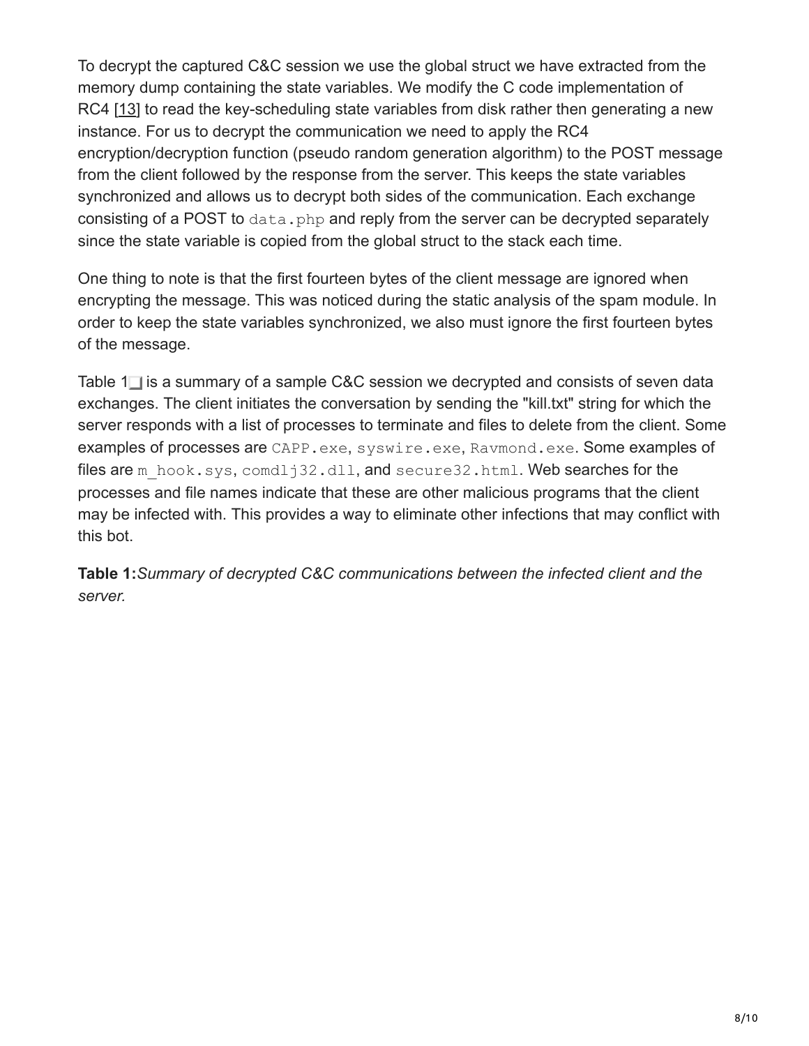To decrypt the captured C&C session we use the global struct we have extracted from the memory dump containing the state variables. We modify the C code implementation of RC4 [13] to read the key-scheduling state variables from disk rather then generating a new instance. For us to decrypt the communication we need to apply the RC4 encryption/decryption function (pseudo random generation algorithm) to the POST message from the client followed by the response from the server. This keeps the state variables synchronized and allows us to decrypt both sides of the communication. Each exchange consisting of a POST to `data.php` and reply from the server can be decrypted separately since the state variable is copied from the global struct to the stack each time.

One thing to note is that the first fourteen bytes of the client message are ignored when encrypting the message. This was noticed during the static analysis of the spam module. In order to keep the state variables synchronized, we also must ignore the first fourteen bytes of the message.

Table 1 is a summary of a sample C&C session we decrypted and consists of seven data exchanges. The client initiates the conversation by sending the "kill.txt" string for which the server responds with a list of processes to terminate and files to delete from the client. Some examples of processes are `CAPP.exe`, `syswire.exe`, `Ravmond.exe`. Some examples of files are `m_hook.sys`, `comdlj32.dll`, and `secure32.html`. Web searches for the processes and file names indicate that these are other malicious programs that the client may be infected with. This provides a way to eliminate other infections that may conflict with this bot.

**Table 1:** *Summary of decrypted C&C communications between the infected client and the server.*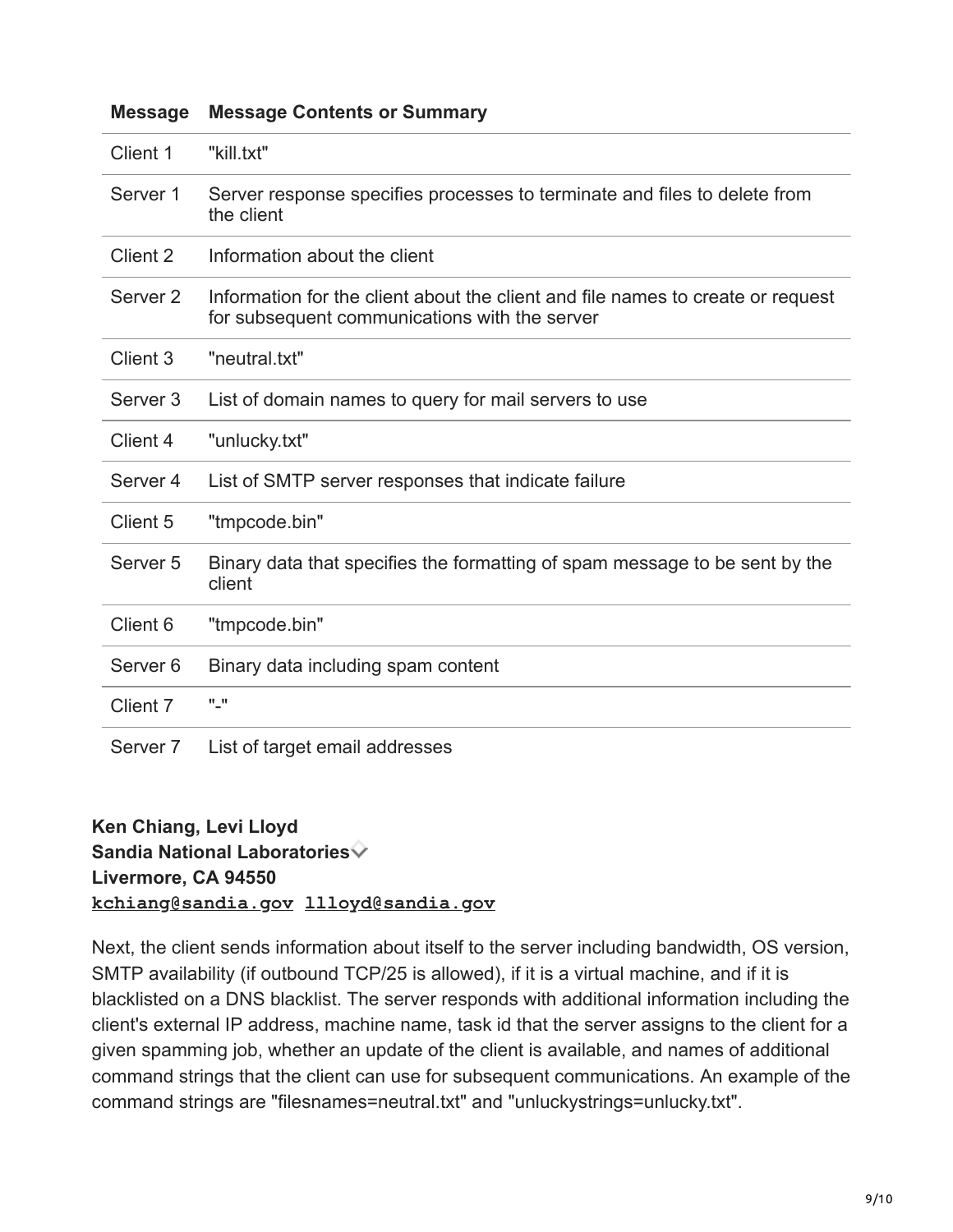| Message | Message Contents or Summary |
| --- | --- |
| Client 1 | "kill.txt" |
| Server 1 | Server response specifies processes to terminate and files to delete from the client |
| Client 2 | Information about the client |
| Server 2 | Information for the client about the client and file names to create or request for subsequent communications with the server |
| Client 3 | "neutral.txt" |
| Server 3 | List of domain names to query for mail servers to use |
| Client 4 | "unlucky.txt" |
| Server 4 | List of SMTP server responses that indicate failure |
| Client 5 | "tmpcode.bin" |
| Server 5 | Binary data that specifies the formatting of spam message to be sent by the client |
| Client 6 | "tmpcode.bin" |
| Server 6 | Binary data including spam content |
| Client 7 | "-" |
| Server 7 | List of target email addresses |

**Ken Chiang, Levi Lloyd**
**Sandia National Laboratories**
**Livermore, CA 94550**
**kchiang@sandia.gov llloyd@sandia.gov**

Next, the client sends information about itself to the server including bandwidth, OS version, SMTP availability (if outbound TCP/25 is allowed), if it is a virtual machine, and if it is blacklisted on a DNS blacklist. The server responds with additional information including the client's external IP address, machine name, task id that the server assigns to the client for a given spamming job, whether an update of the client is available, and names of additional command strings that the client can use for subsequent communications. An example of the command strings are "filesnames=neutral.txt" and "unluckystrings=unlucky.txt".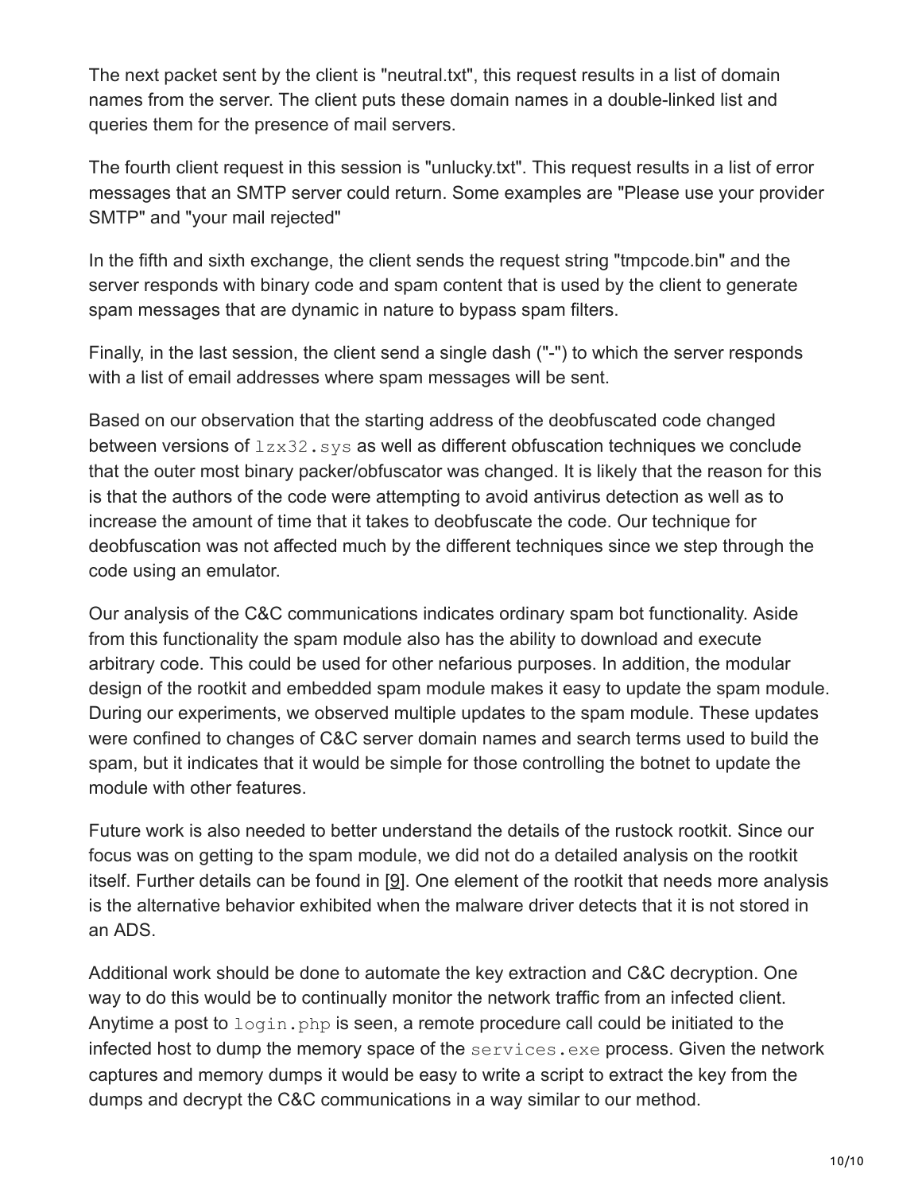The next packet sent by the client is "neutral.txt", this request results in a list of domain names from the server. The client puts these domain names in a double-linked list and queries them for the presence of mail servers.

The fourth client request in this session is "unlucky.txt". This request results in a list of error messages that an SMTP server could return. Some examples are "Please use your provider SMTP" and "your mail rejected"

In the fifth and sixth exchange, the client sends the request string "tmpcode.bin" and the server responds with binary code and spam content that is used by the client to generate spam messages that are dynamic in nature to bypass spam filters.

Finally, in the last session, the client send a single dash ("-") to which the server responds with a list of email addresses where spam messages will be sent.

Based on our observation that the starting address of the deobfuscated code changed between versions of `lzx32.sys` as well as different obfuscation techniques we conclude that the outer most binary packer/obfuscator was changed. It is likely that the reason for this is that the authors of the code were attempting to avoid antivirus detection as well as to increase the amount of time that it takes to deobfuscate the code. Our technique for deobfuscation was not affected much by the different techniques since we step through the code using an emulator.

Our analysis of the C&C communications indicates ordinary spam bot functionality. Aside from this functionality the spam module also has the ability to download and execute arbitrary code. This could be used for other nefarious purposes. In addition, the modular design of the rootkit and embedded spam module makes it easy to update the spam module. During our experiments, we observed multiple updates to the spam module. These updates were confined to changes of C&C server domain names and search terms used to build the spam, but it indicates that it would be simple for those controlling the botnet to update the module with other features.

Future work is also needed to better understand the details of the rustock rootkit. Since our focus was on getting to the spam module, we did not do a detailed analysis on the rootkit itself. Further details can be found in [9]. One element of the rootkit that needs more analysis is the alternative behavior exhibited when the malware driver detects that it is not stored in an ADS.

Additional work should be done to automate the key extraction and C&C decryption. One way to do this would be to continually monitor the network traffic from an infected client. Anytime a post to `login.php` is seen, a remote procedure call could be initiated to the infected host to dump the memory space of the `services.exe` process. Given the network captures and memory dumps it would be easy to write a script to extract the key from the dumps and decrypt the C&C communications in a way similar to our method.